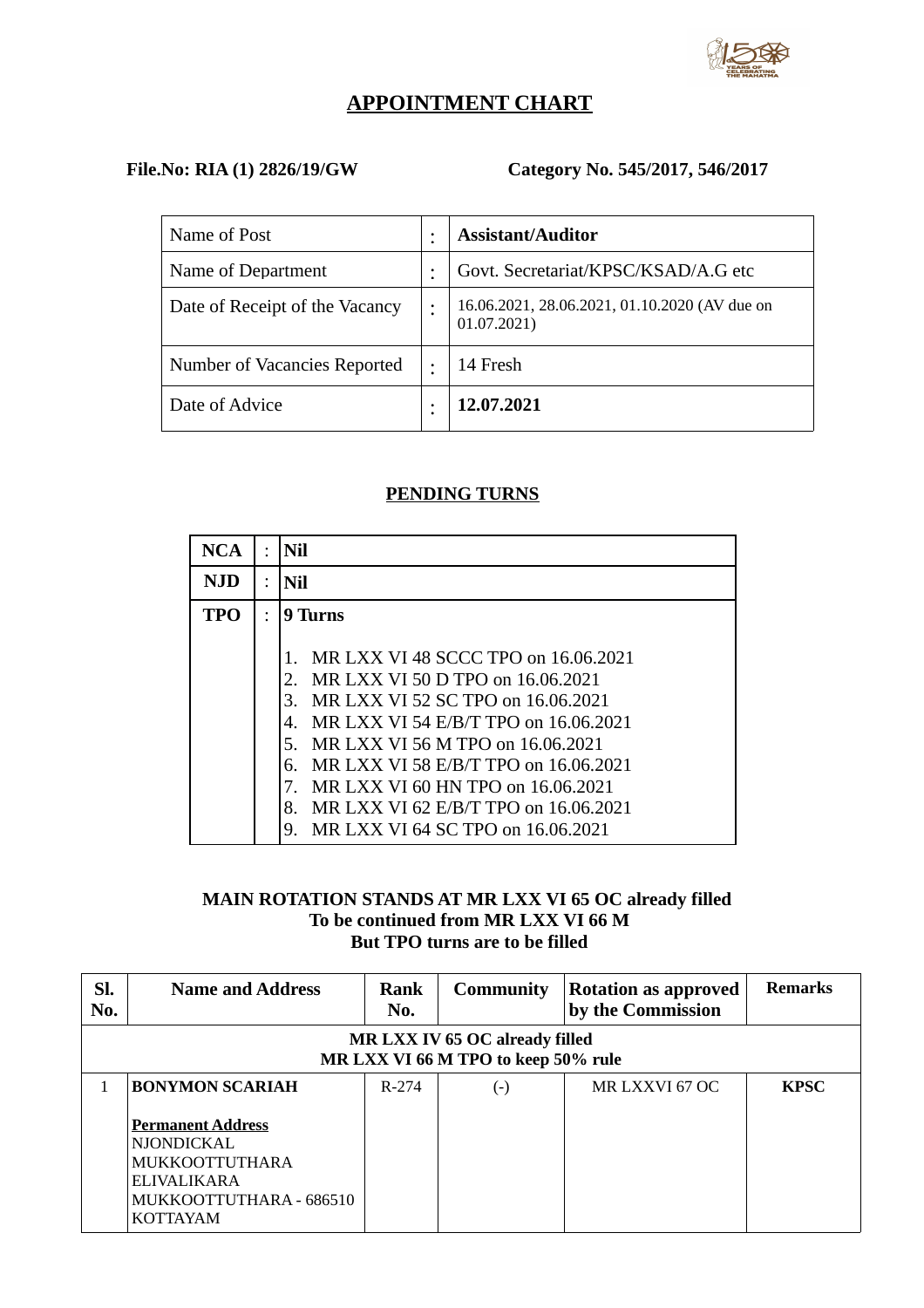# APPOINTMENT CHART

**File.No: RIA (1) 2826/19/GW** **Category No. 545/2017, 546/2017**

| Name of Post | : | **Assistant/Auditor** |
|---|---|---|
| Name of Department | : | Govt. Secretariat/KPSC/KSAD/A.G etc |
| Date of Receipt of the Vacancy | : | 16.06.2021, 28.06.2021, 01.10.2020 (AV due on 01.07.2021) |
| Number of Vacancies Reported | : | 14 Fresh |
| Date of Advice | : | **12.07.2021** |

## PENDING TURNS

| **NCA** | : | **Nil** |
|---|---|---|
| **NJD** | : | **Nil** |
| **TPO** | : | **9 Turns**<br><br>1. MR LXX VI 48 SCCC TPO on 16.06.2021<br>2. MR LXX VI 50 D TPO on 16.06.2021<br>3. MR LXX VI 52 SC TPO on 16.06.2021<br>4. MR LXX VI 54 E/B/T TPO on 16.06.2021<br>5. MR LXX VI 56 M TPO on 16.06.2021<br>6. MR LXX VI 58 E/B/T TPO on 16.06.2021<br>7. MR LXX VI 60 HN TPO on 16.06.2021<br>8. MR LXX VI 62 E/B/T TPO on 16.06.2021<br>9. MR LXX VI 64 SC TPO on 16.06.2021 |

**MAIN ROTATION STANDS AT MR LXX VI 65 OC already filled**
**To be continued from MR LXX VI 66 M**
**But TPO turns are to be filled**

| Sl. No. | Name and Address | Rank No. | Community | Rotation as approved by the Commission | Remarks |
|---|---|---|---|---|---|
| **MR LXX IV 65 OC already filled<br>MR LXX VI 66 M TPO to keep 50% rule** | | | | | |
| 1 | **BONYMON SCARIAH**<br><br>**Permanent Address**<br>NJONDICKAL<br>MUKKOOTTUTHARA<br>ELIVALIKARA<br>MUKKOOTTUTHARA - 686510<br>KOTTAYAM | R-274 | (-) | MR LXXVI 67 OC | **KPSC** |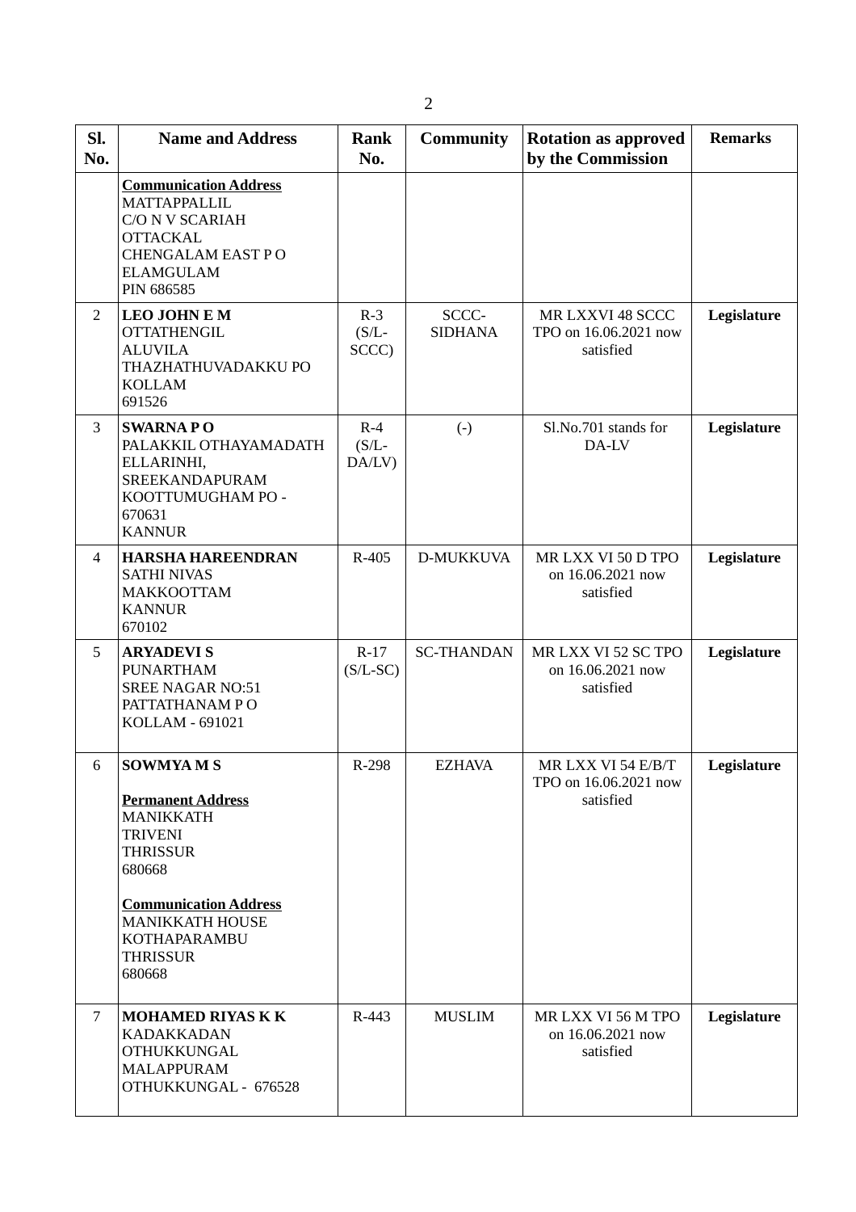| Sl. No. | Name and Address | Rank No. | Community | Rotation as approved by the Commission | Remarks |
|---|---|---|---|---|---|
| | **Communication Address**<br>MATTAPPALLIL<br>C/O N V SCARIAH<br>OTTACKAL<br>CHENGALAM EAST P O<br>ELAMGULAM<br>PIN 686585 | | | | |
| 2 | **LEO JOHN E M**<br>OTTATHENGIL<br>ALUVILA<br>THAZHATHUVADAKKU PO<br>KOLLAM<br>691526 | R-3 (S/L-SCCC) | SCCC-SIDHANA | MR LXXVI 48 SCCC TPO on 16.06.2021 now satisfied | **Legislature** |
| 3 | **SWARNA P O**<br>PALAKKIL OTHAYAMADATH<br>ELLARINHI,<br>SREEKANDAPURAM<br>KOOTTUMUGHAM PO - 670631<br>KANNUR | R-4 (S/L-DA/LV) | (-) | Sl.No.701 stands for DA-LV | **Legislature** |
| 4 | **HARSHA HAREENDRAN**<br>SATHI NIVAS<br>MAKKOOTTAM<br>KANNUR<br>670102 | R-405 | D-MUKKUVA | MR LXX VI 50 D TPO on 16.06.2021 now satisfied | **Legislature** |
| 5 | **ARYADEVI S**<br>PUNARTHAM<br>SREE NAGAR NO:51<br>PATTATHANAM P O<br>KOLLAM - 691021 | R-17 (S/L-SC) | SC-THANDAN | MR LXX VI 52 SC TPO on 16.06.2021 now satisfied | **Legislature** |
| 6 | **SOWMYA M S**<br><br>**Permanent Address**<br>MANIKKATH<br>TRIVENI<br>THRISSUR<br>680668<br><br>**Communication Address**<br>MANIKKATH HOUSE<br>KOTHAPARAMBU<br>THRISSUR<br>680668 | R-298 | EZHAVA | MR LXX VI 54 E/B/T TPO on 16.06.2021 now satisfied | **Legislature** |
| 7 | **MOHAMED RIYAS K K**<br>KADAKKADAN<br>OTHUKKUNGAL<br>MALAPPURAM<br>OTHUKKUNGAL - 676528 | R-443 | MUSLIM | MR LXX VI 56 M TPO on 16.06.2021 now satisfied | **Legislature** |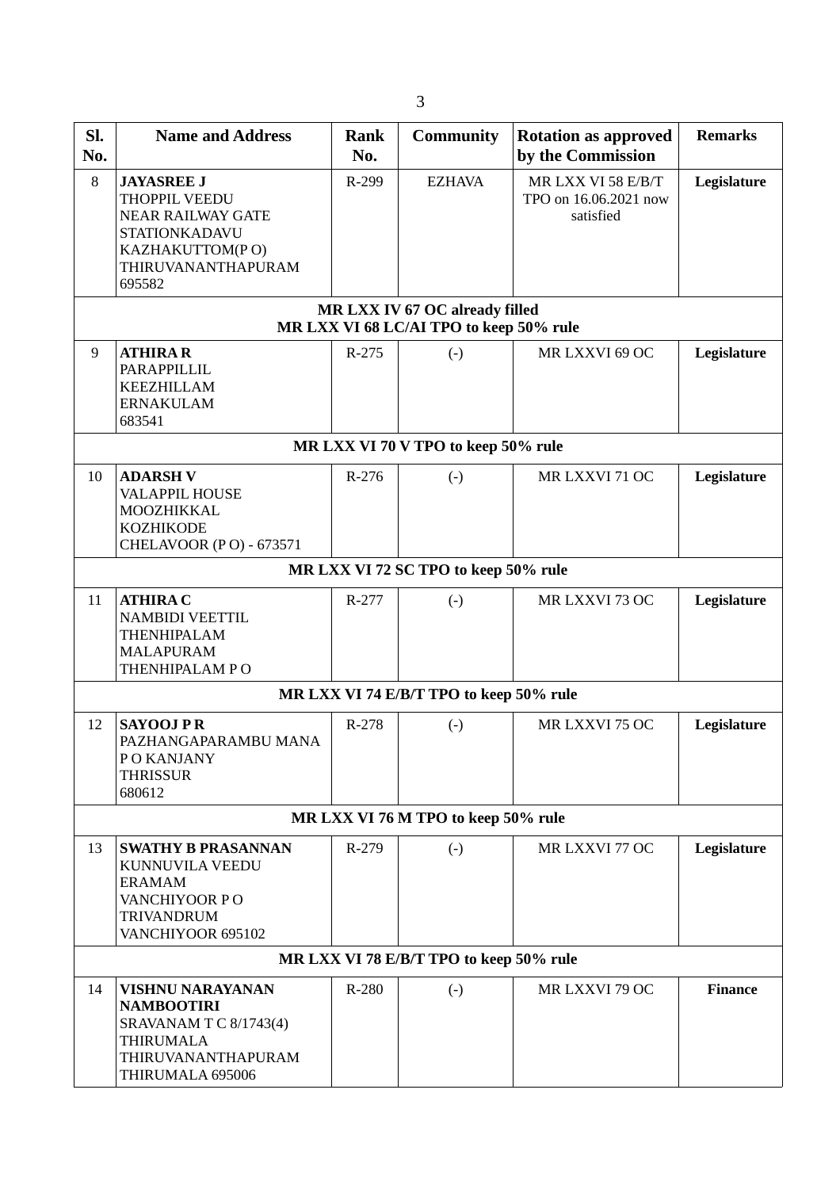| Sl. No. | Name and Address | Rank No. | Community | Rotation as approved by the Commission | Remarks |
|---|---|---|---|---|---|
| 8 | **JAYASREE J**<br>THOPPIL VEEDU<br>NEAR RAILWAY GATE<br>STATIONKADAVU<br>KAZHAKUTTOM(P O)<br>THIRUVANANTHAPURAM<br>695582 | R-299 | EZHAVA | MR LXX VI 58 E/B/T TPO on 16.06.2021 now satisfied | **Legislature** |
| | **MR LXX IV 67 OC already filled**<br>**MR LXX VI 68 LC/AI TPO to keep 50% rule** | | | | |
| 9 | **ATHIRA R**<br>PARAPPILLIL<br>KEEZHILLAM<br>ERNAKULAM<br>683541 | R-275 | (-) | MR LXXVI 69 OC | **Legislature** |
| | **MR LXX VI 70 V TPO to keep 50% rule** | | | | |
| 10 | **ADARSH V**<br>VALAPPIL HOUSE<br>MOOZHIKKAL<br>KOZHIKODE<br>CHELAVOOR (P O) - 673571 | R-276 | (-) | MR LXXVI 71 OC | **Legislature** |
| | **MR LXX VI 72 SC TPO to keep 50% rule** | | | | |
| 11 | **ATHIRA C**<br>NAMBIDI VEETTIL<br>THENHIPALAM<br>MALAPURAM<br>THENHIPALAM P O | R-277 | (-) | MR LXXVI 73 OC | **Legislature** |
| | **MR LXX VI 74 E/B/T TPO to keep 50% rule** | | | | |
| 12 | **SAYOOJ P R**<br>PAZHANGAPARAMBU MANA<br>P O KANJANY<br>THRISSUR<br>680612 | R-278 | (-) | MR LXXVI 75 OC | **Legislature** |
| | **MR LXX VI 76 M TPO to keep 50% rule** | | | | |
| 13 | **SWATHY B PRASANNAN**<br>KUNNUVILA VEEDU<br>ERAMAM<br>VANCHIYOOR P O<br>TRIVANDRUM<br>VANCHIYOOR 695102 | R-279 | (-) | MR LXXVI 77 OC | **Legislature** |
| | **MR LXX VI 78 E/B/T TPO to keep 50% rule** | | | | |
| 14 | **VISHNU NARAYANAN NAMBOOTIRI**<br>SRAVANAM T C 8/1743(4)<br>THIRUMALA<br>THIRUVANANTHAPURAM<br>THIRUMALA 695006 | R-280 | (-) | MR LXXVI 79 OC | **Finance** |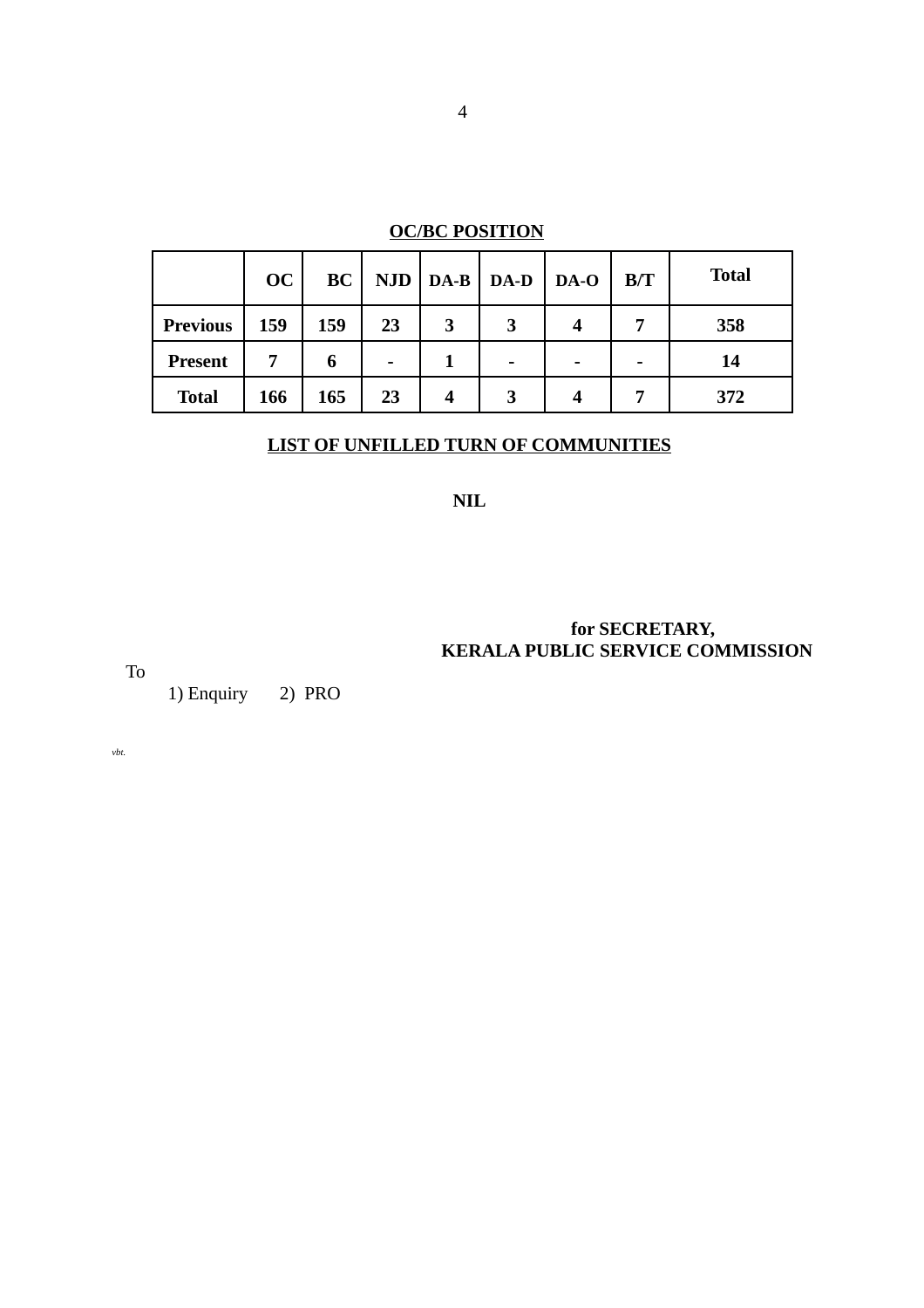## OC/BC POSITION

| | OC | BC | NJD | DA-B | DA-D | DA-O | B/T | Total |
|---|---|---|---|---|---|---|---|---|
| **Previous** | **159** | **159** | **23** | **3** | **3** | **4** | **7** | **358** |
| **Present** | **7** | **6** | **-** | **1** | **-** | **-** | **-** | **14** |
| **Total** | **166** | **165** | **23** | **4** | **3** | **4** | **7** | **372** |

## LIST OF UNFILLED TURN OF COMMUNITIES

**NIL**

**for SECRETARY,**
**KERALA PUBLIC SERVICE COMMISSION**

To
1) Enquiry 2) PRO

*vbt.*